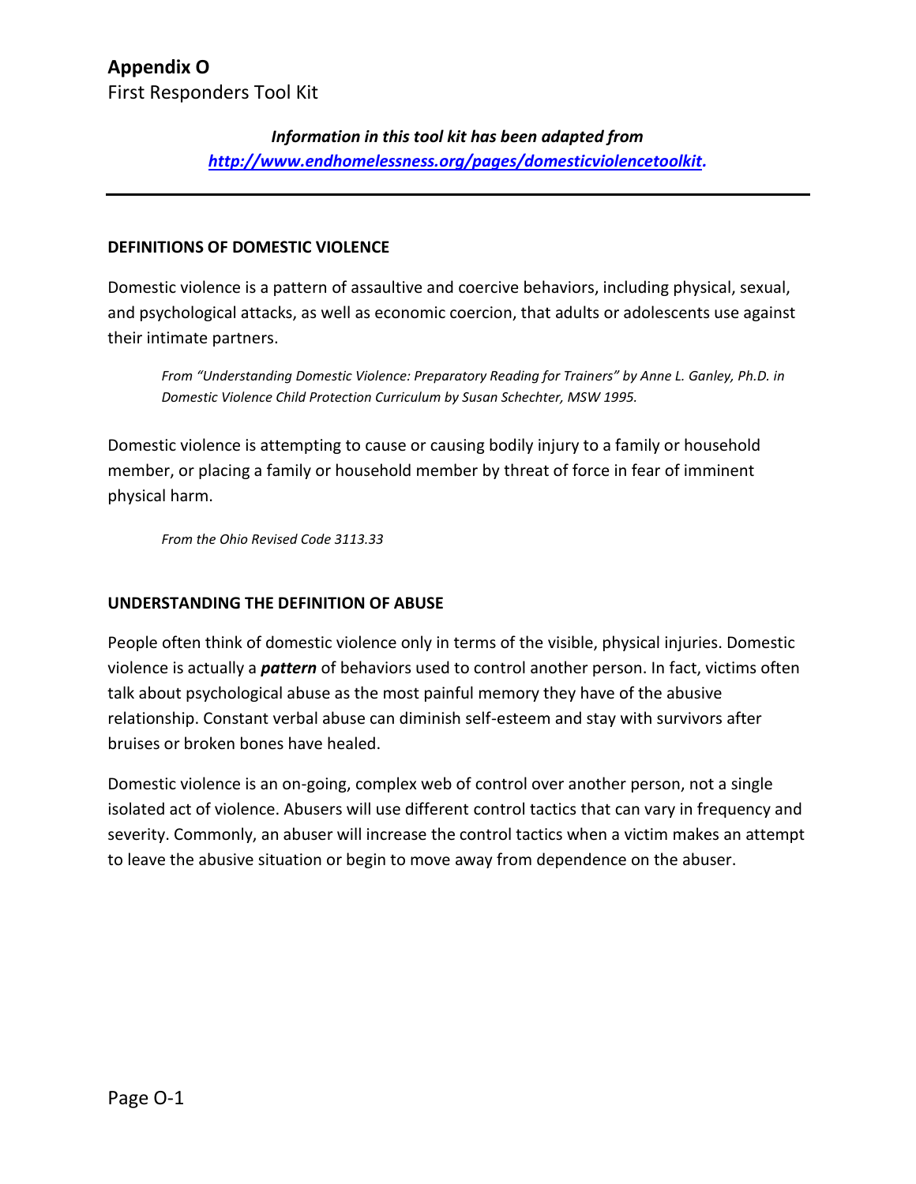# Appendix O

First Responders Tool Kit

***Information in this tool kit has been adapted from [http://www.endhomelessness.org/pages/domesticviolencetoolkit](http://www.endhomelessness.org/pages/domesticviolencetoolkit).***

---

**DEFINITIONS OF DOMESTIC VIOLENCE**

Domestic violence is a pattern of assaultive and coercive behaviors, including physical, sexual, and psychological attacks, as well as economic coercion, that adults or adolescents use against their intimate partners.

> *From "Understanding Domestic Violence: Preparatory Reading for Trainers" by Anne L. Ganley, Ph.D. in Domestic Violence Child Protection Curriculum by Susan Schechter, MSW 1995.*

Domestic violence is attempting to cause or causing bodily injury to a family or household member, or placing a family or household member by threat of force in fear of imminent physical harm.

> *From the Ohio Revised Code 3113.33*

**UNDERSTANDING THE DEFINITION OF ABUSE**

People often think of domestic violence only in terms of the visible, physical injuries. Domestic violence is actually a ***pattern*** of behaviors used to control another person. In fact, victims often talk about psychological abuse as the most painful memory they have of the abusive relationship. Constant verbal abuse can diminish self-esteem and stay with survivors after bruises or broken bones have healed.

Domestic violence is an on-going, complex web of control over another person, not a single isolated act of violence. Abusers will use different control tactics that can vary in frequency and severity. Commonly, an abuser will increase the control tactics when a victim makes an attempt to leave the abusive situation or begin to move away from dependence on the abuser.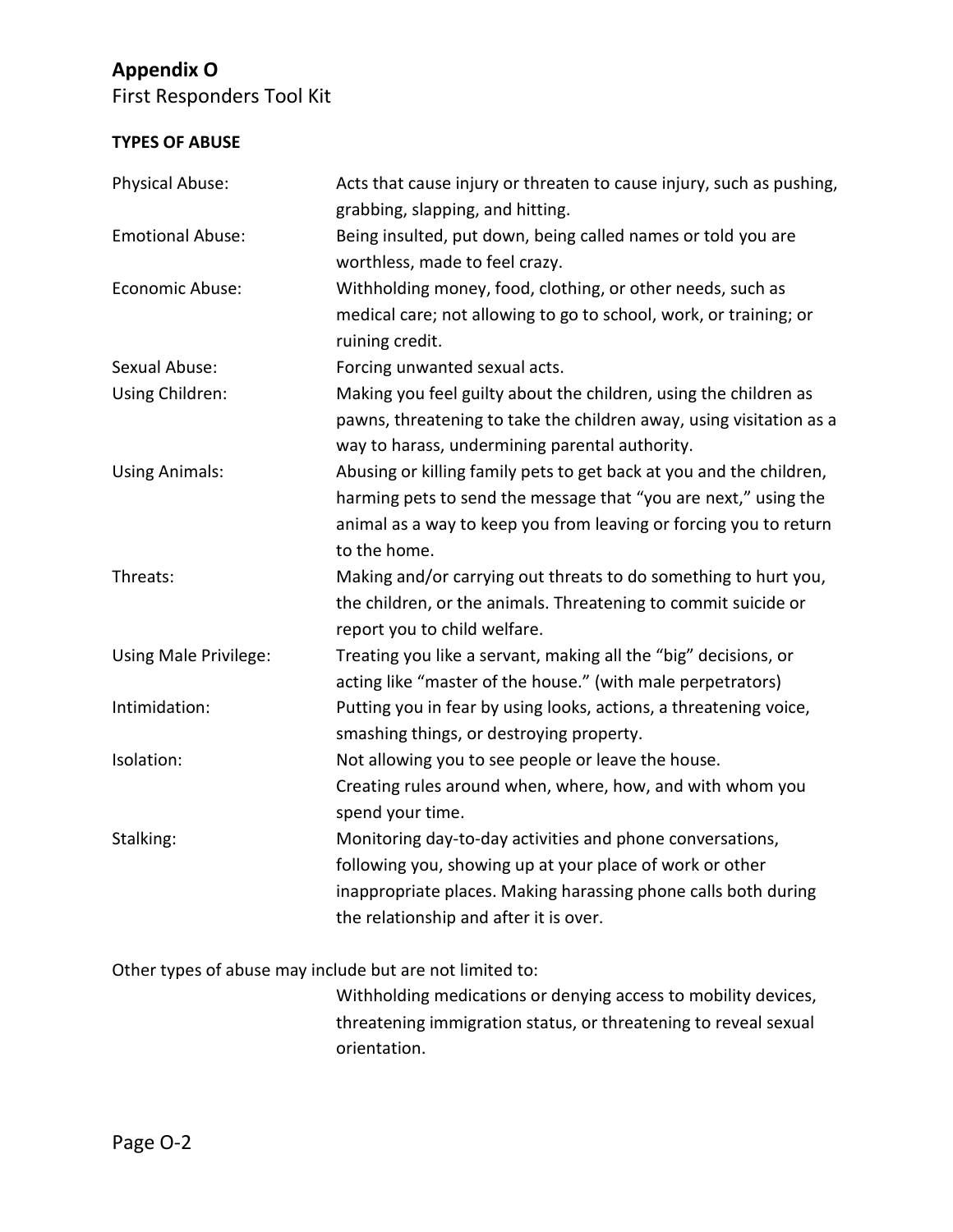## Appendix O

First Responders Tool Kit

**TYPES OF ABUSE**

| | |
|---|---|
| Physical Abuse: | Acts that cause injury or threaten to cause injury, such as pushing, grabbing, slapping, and hitting. |
| Emotional Abuse: | Being insulted, put down, being called names or told you are worthless, made to feel crazy. |
| Economic Abuse: | Withholding money, food, clothing, or other needs, such as medical care; not allowing to go to school, work, or training; or ruining credit. |
| Sexual Abuse: | Forcing unwanted sexual acts. |
| Using Children: | Making you feel guilty about the children, using the children as pawns, threatening to take the children away, using visitation as a way to harass, undermining parental authority. |
| Using Animals: | Abusing or killing family pets to get back at you and the children, harming pets to send the message that "you are next," using the animal as a way to keep you from leaving or forcing you to return to the home. |
| Threats: | Making and/or carrying out threats to do something to hurt you, the children, or the animals. Threatening to commit suicide or report you to child welfare. |
| Using Male Privilege: | Treating you like a servant, making all the "big" decisions, or acting like "master of the house." (with male perpetrators) |
| Intimidation: | Putting you in fear by using looks, actions, a threatening voice, smashing things, or destroying property. |
| Isolation: | Not allowing you to see people or leave the house. Creating rules around when, where, how, and with whom you spend your time. |
| Stalking: | Monitoring day-to-day activities and phone conversations, following you, showing up at your place of work or other inappropriate places. Making harassing phone calls both during the relationship and after it is over. |

Other types of abuse may include but are not limited to:

Withholding medications or denying access to mobility devices, threatening immigration status, or threatening to reveal sexual orientation.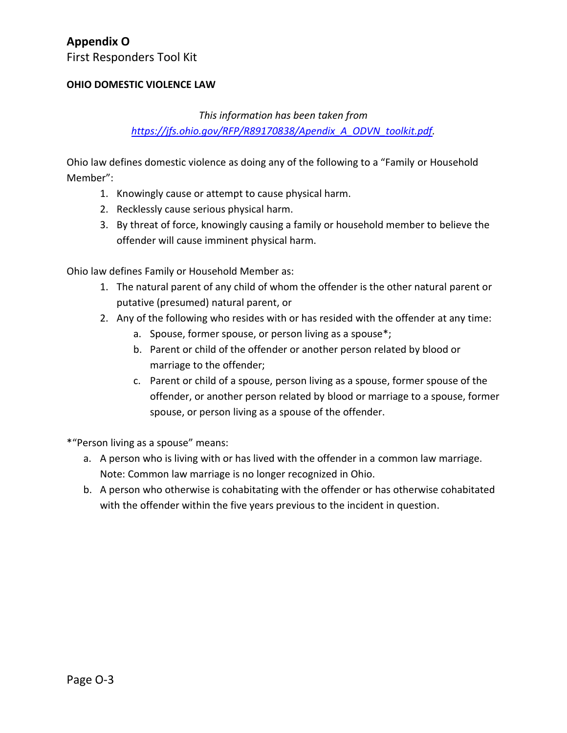# Appendix O

First Responders Tool Kit

**OHIO DOMESTIC VIOLENCE LAW**

*This information has been taken from [https://jfs.ohio.gov/RFP/R89170838/Apendix_A_ODVN_toolkit.pdf](https://jfs.ohio.gov/RFP/R89170838/Apendix_A_ODVN_toolkit.pdf).*

Ohio law defines domestic violence as doing any of the following to a "Family or Household Member":

1. Knowingly cause or attempt to cause physical harm.
2. Recklessly cause serious physical harm.
3. By threat of force, knowingly causing a family or household member to believe the offender will cause imminent physical harm.

Ohio law defines Family or Household Member as:

1. The natural parent of any child of whom the offender is the other natural parent or putative (presumed) natural parent, or
2. Any of the following who resides with or has resided with the offender at any time:
   a. Spouse, former spouse, or person living as a spouse*;
   b. Parent or child of the offender or another person related by blood or marriage to the offender;
   c. Parent or child of a spouse, person living as a spouse, former spouse of the offender, or another person related by blood or marriage to a spouse, former spouse, or person living as a spouse of the offender.

*"Person living as a spouse" means:

a. A person who is living with or has lived with the offender in a common law marriage. Note: Common law marriage is no longer recognized in Ohio.
b. A person who otherwise is cohabitating with the offender or has otherwise cohabitated with the offender within the five years previous to the incident in question.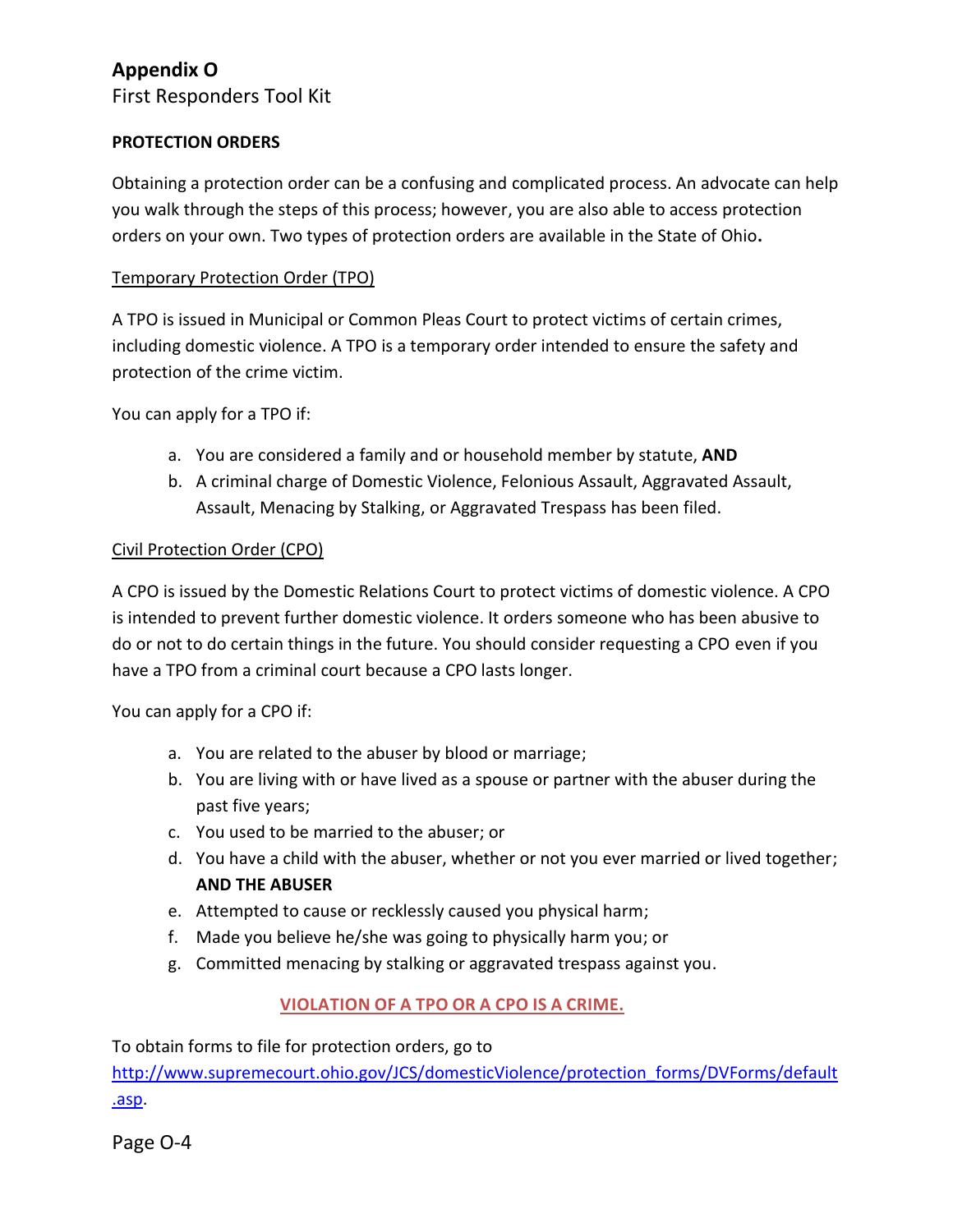# Appendix O

First Responders Tool Kit

## PROTECTION ORDERS

Obtaining a protection order can be a confusing and complicated process. An advocate can help you walk through the steps of this process; however, you are also able to access protection orders on your own. Two types of protection orders are available in the State of Ohio**.**

### Temporary Protection Order (TPO)

A TPO is issued in Municipal or Common Pleas Court to protect victims of certain crimes, including domestic violence. A TPO is a temporary order intended to ensure the safety and protection of the crime victim.

You can apply for a TPO if:

a. You are considered a family and or household member by statute, **AND**
b. A criminal charge of Domestic Violence, Felonious Assault, Aggravated Assault, Assault, Menacing by Stalking, or Aggravated Trespass has been filed.

### Civil Protection Order (CPO)

A CPO is issued by the Domestic Relations Court to protect victims of domestic violence. A CPO is intended to prevent further domestic violence. It orders someone who has been abusive to do or not to do certain things in the future. You should consider requesting a CPO even if you have a TPO from a criminal court because a CPO lasts longer.

You can apply for a CPO if:

a. You are related to the abuser by blood or marriage;
b. You are living with or have lived as a spouse or partner with the abuser during the past five years;
c. You used to be married to the abuser; or
d. You have a child with the abuser, whether or not you ever married or lived together; **AND THE ABUSER**
e. Attempted to cause or recklessly caused you physical harm;
f. Made you believe he/she was going to physically harm you; or
g. Committed menacing by stalking or aggravated trespass against you.

**VIOLATION OF A TPO OR A CPO IS A CRIME.**

To obtain forms to file for protection orders, go to [http://www.supremecourt.ohio.gov/JCS/domesticViolence/protection_forms/DVForms/default.asp](http://www.supremecourt.ohio.gov/JCS/domesticViolence/protection_forms/DVForms/default.asp).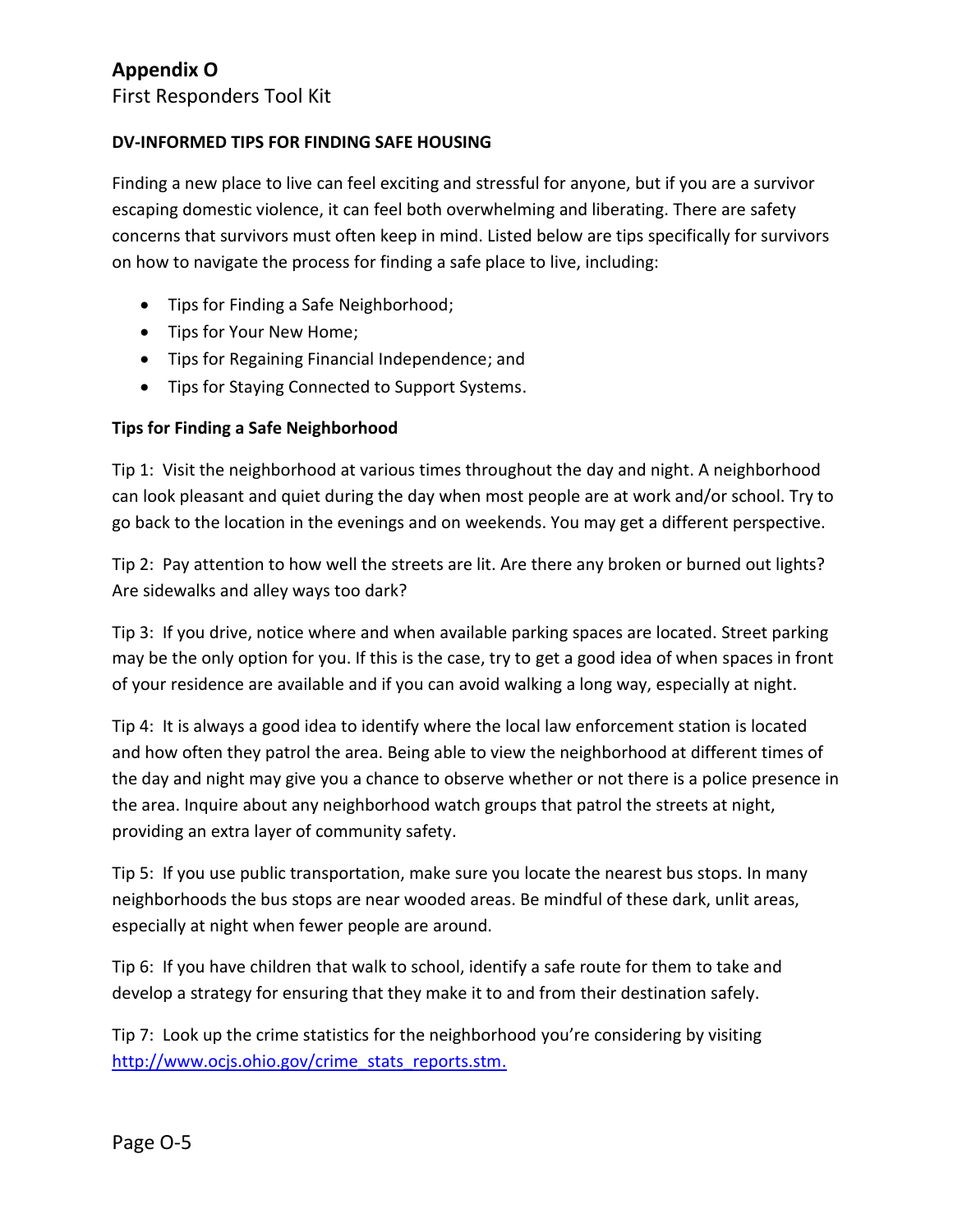# Appendix O

First Responders Tool Kit

**DV-INFORMED TIPS FOR FINDING SAFE HOUSING**

Finding a new place to live can feel exciting and stressful for anyone, but if you are a survivor escaping domestic violence, it can feel both overwhelming and liberating. There are safety concerns that survivors must often keep in mind. Listed below are tips specifically for survivors on how to navigate the process for finding a safe place to live, including:

- Tips for Finding a Safe Neighborhood;
- Tips for Your New Home;
- Tips for Regaining Financial Independence; and
- Tips for Staying Connected to Support Systems.

**Tips for Finding a Safe Neighborhood**

Tip 1: Visit the neighborhood at various times throughout the day and night. A neighborhood can look pleasant and quiet during the day when most people are at work and/or school. Try to go back to the location in the evenings and on weekends. You may get a different perspective.

Tip 2: Pay attention to how well the streets are lit. Are there any broken or burned out lights? Are sidewalks and alley ways too dark?

Tip 3: If you drive, notice where and when available parking spaces are located. Street parking may be the only option for you. If this is the case, try to get a good idea of when spaces in front of your residence are available and if you can avoid walking a long way, especially at night.

Tip 4: It is always a good idea to identify where the local law enforcement station is located and how often they patrol the area. Being able to view the neighborhood at different times of the day and night may give you a chance to observe whether or not there is a police presence in the area. Inquire about any neighborhood watch groups that patrol the streets at night, providing an extra layer of community safety.

Tip 5: If you use public transportation, make sure you locate the nearest bus stops. In many neighborhoods the bus stops are near wooded areas. Be mindful of these dark, unlit areas, especially at night when fewer people are around.

Tip 6: If you have children that walk to school, identify a safe route for them to take and develop a strategy for ensuring that they make it to and from their destination safely.

Tip 7: Look up the crime statistics for the neighborhood you're considering by visiting [http://www.ocjs.ohio.gov/crime_stats_reports.stm.](http://www.ocjs.ohio.gov/crime_stats_reports.stm)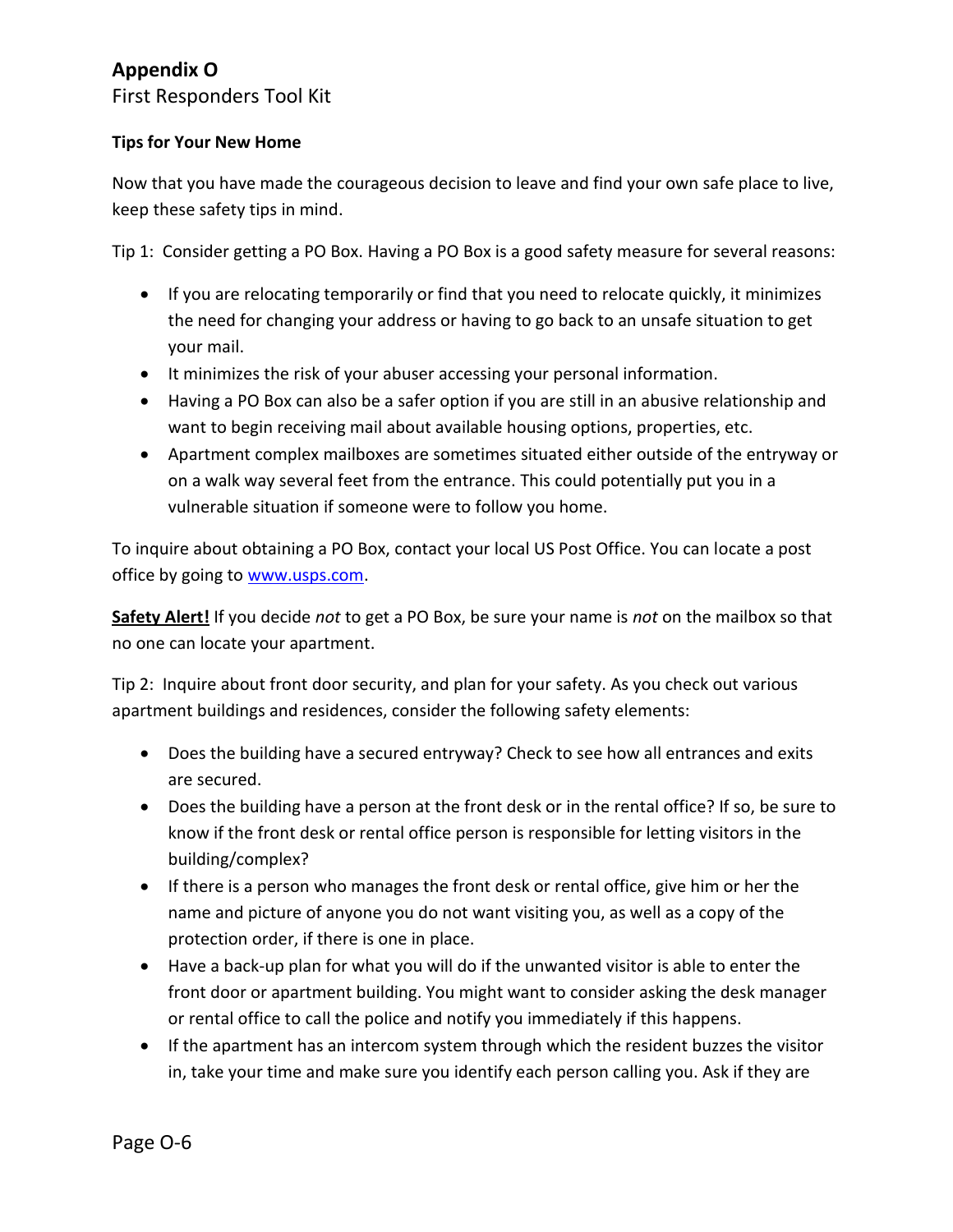# Appendix O

First Responders Tool Kit

**Tips for Your New Home**

Now that you have made the courageous decision to leave and find your own safe place to live, keep these safety tips in mind.

Tip 1: Consider getting a PO Box. Having a PO Box is a good safety measure for several reasons:

- If you are relocating temporarily or find that you need to relocate quickly, it minimizes the need for changing your address or having to go back to an unsafe situation to get your mail.
- It minimizes the risk of your abuser accessing your personal information.
- Having a PO Box can also be a safer option if you are still in an abusive relationship and want to begin receiving mail about available housing options, properties, etc.
- Apartment complex mailboxes are sometimes situated either outside of the entryway or on a walk way several feet from the entrance. This could potentially put you in a vulnerable situation if someone were to follow you home.

To inquire about obtaining a PO Box, contact your local US Post Office. You can locate a post office by going to [www.usps.com](http://www.usps.com).

**Safety Alert!** If you decide *not* to get a PO Box, be sure your name is *not* on the mailbox so that no one can locate your apartment.

Tip 2: Inquire about front door security, and plan for your safety. As you check out various apartment buildings and residences, consider the following safety elements:

- Does the building have a secured entryway? Check to see how all entrances and exits are secured.
- Does the building have a person at the front desk or in the rental office? If so, be sure to know if the front desk or rental office person is responsible for letting visitors in the building/complex?
- If there is a person who manages the front desk or rental office, give him or her the name and picture of anyone you do not want visiting you, as well as a copy of the protection order, if there is one in place.
- Have a back-up plan for what you will do if the unwanted visitor is able to enter the front door or apartment building. You might want to consider asking the desk manager or rental office to call the police and notify you immediately if this happens.
- If the apartment has an intercom system through which the resident buzzes the visitor in, take your time and make sure you identify each person calling you. Ask if they are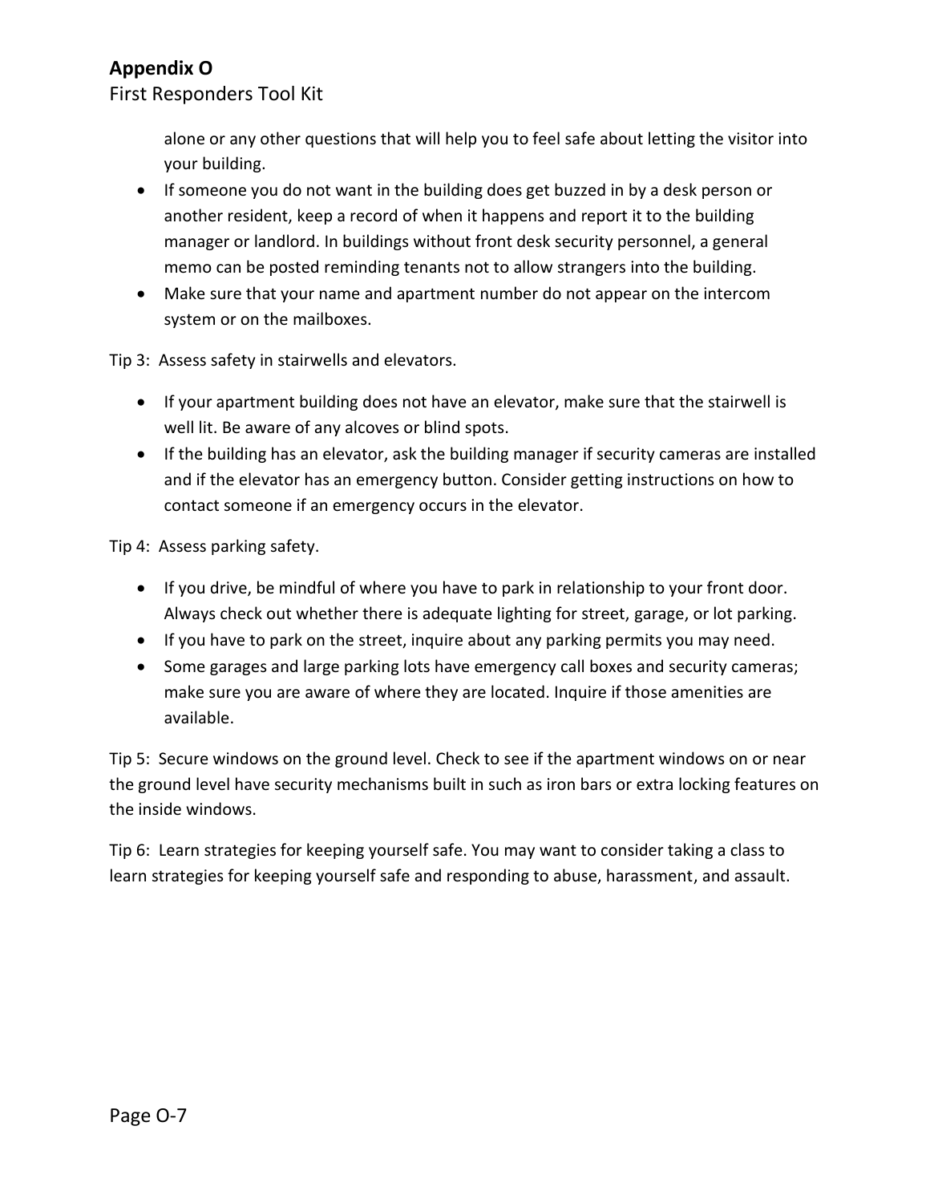alone or any other questions that will help you to feel safe about letting the visitor into your building.

- If someone you do not want in the building does get buzzed in by a desk person or another resident, keep a record of when it happens and report it to the building manager or landlord. In buildings without front desk security personnel, a general memo can be posted reminding tenants not to allow strangers into the building.
- Make sure that your name and apartment number do not appear on the intercom system or on the mailboxes.

Tip 3: Assess safety in stairwells and elevators.

- If your apartment building does not have an elevator, make sure that the stairwell is well lit. Be aware of any alcoves or blind spots.
- If the building has an elevator, ask the building manager if security cameras are installed and if the elevator has an emergency button. Consider getting instructions on how to contact someone if an emergency occurs in the elevator.

Tip 4: Assess parking safety.

- If you drive, be mindful of where you have to park in relationship to your front door. Always check out whether there is adequate lighting for street, garage, or lot parking.
- If you have to park on the street, inquire about any parking permits you may need.
- Some garages and large parking lots have emergency call boxes and security cameras; make sure you are aware of where they are located. Inquire if those amenities are available.

Tip 5: Secure windows on the ground level. Check to see if the apartment windows on or near the ground level have security mechanisms built in such as iron bars or extra locking features on the inside windows.

Tip 6: Learn strategies for keeping yourself safe. You may want to consider taking a class to learn strategies for keeping yourself safe and responding to abuse, harassment, and assault.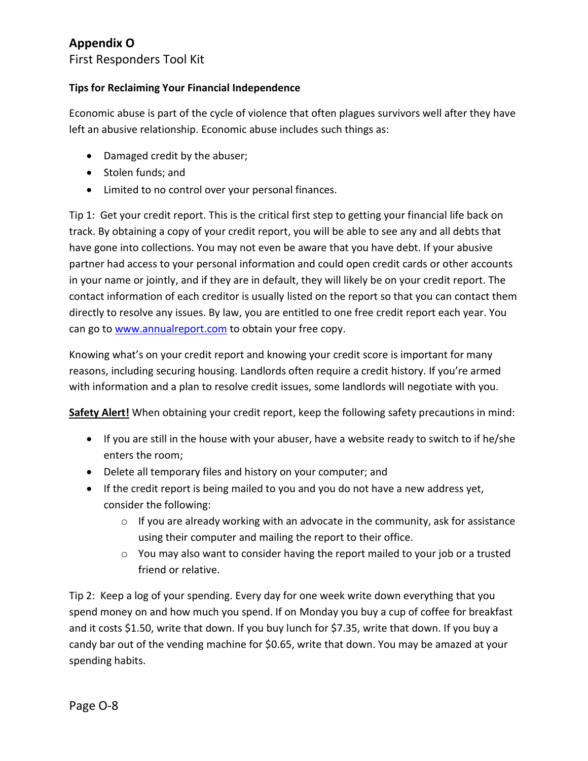# Appendix O

First Responders Tool Kit

**Tips for Reclaiming Your Financial Independence**

Economic abuse is part of the cycle of violence that often plagues survivors well after they have left an abusive relationship. Economic abuse includes such things as:

- Damaged credit by the abuser;
- Stolen funds; and
- Limited to no control over your personal finances.

Tip 1: Get your credit report. This is the critical first step to getting your financial life back on track. By obtaining a copy of your credit report, you will be able to see any and all debts that have gone into collections. You may not even be aware that you have debt. If your abusive partner had access to your personal information and could open credit cards or other accounts in your name or jointly, and if they are in default, they will likely be on your credit report. The contact information of each creditor is usually listed on the report so that you can contact them directly to resolve any issues. By law, you are entitled to one free credit report each year. You can go to [www.annualreport.com](www.annualreport.com) to obtain your free copy.

Knowing what's on your credit report and knowing your credit score is important for many reasons, including securing housing. Landlords often require a credit history. If you're armed with information and a plan to resolve credit issues, some landlords will negotiate with you.

**Safety Alert!** When obtaining your credit report, keep the following safety precautions in mind:

- If you are still in the house with your abuser, have a website ready to switch to if he/she enters the room;
- Delete all temporary files and history on your computer; and
- If the credit report is being mailed to you and you do not have a new address yet, consider the following:
  - If you are already working with an advocate in the community, ask for assistance using their computer and mailing the report to their office.
  - You may also want to consider having the report mailed to your job or a trusted friend or relative.

Tip 2: Keep a log of your spending. Every day for one week write down everything that you spend money on and how much you spend. If on Monday you buy a cup of coffee for breakfast and it costs $1.50, write that down. If you buy lunch for $7.35, write that down. If you buy a candy bar out of the vending machine for $0.65, write that down. You may be amazed at your spending habits.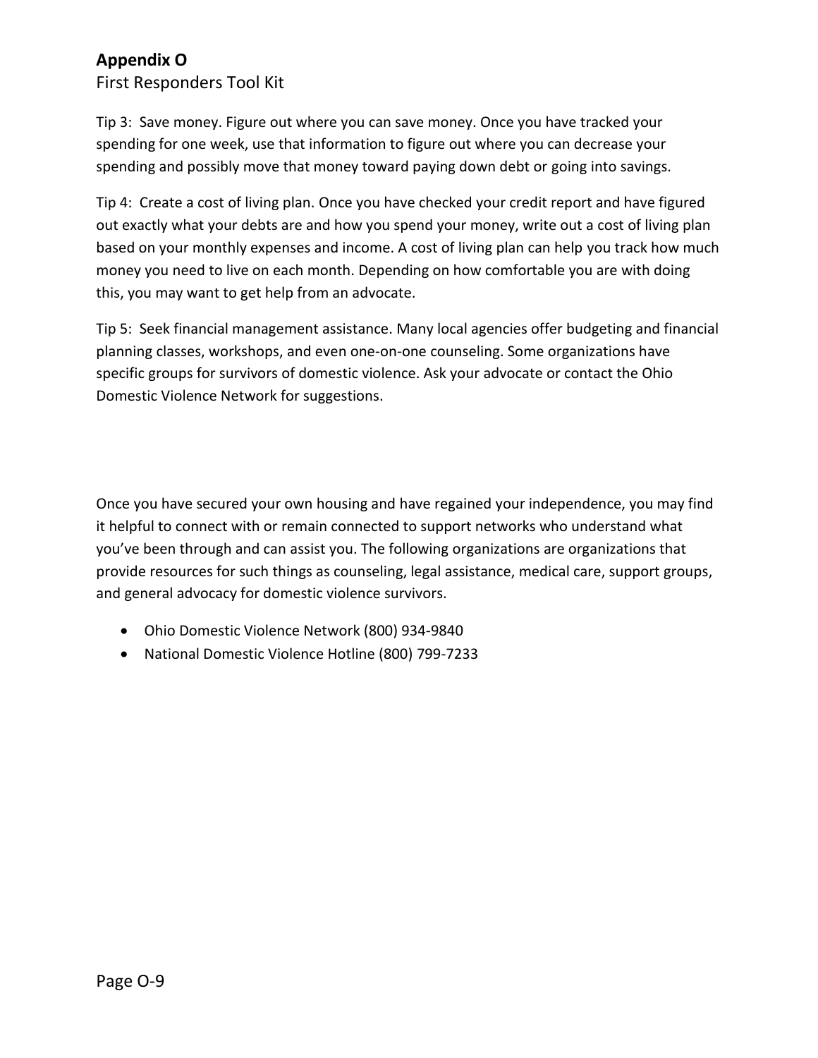**Appendix O**

First Responders Tool Kit

Tip 3: Save money. Figure out where you can save money. Once you have tracked your spending for one week, use that information to figure out where you can decrease your spending and possibly move that money toward paying down debt or going into savings.

Tip 4: Create a cost of living plan. Once you have checked your credit report and have figured out exactly what your debts are and how you spend your money, write out a cost of living plan based on your monthly expenses and income. A cost of living plan can help you track how much money you need to live on each month. Depending on how comfortable you are with doing this, you may want to get help from an advocate.

Tip 5: Seek financial management assistance. Many local agencies offer budgeting and financial planning classes, workshops, and even one-on-one counseling. Some organizations have specific groups for survivors of domestic violence. Ask your advocate or contact the Ohio Domestic Violence Network for suggestions.

Once you have secured your own housing and have regained your independence, you may find it helpful to connect with or remain connected to support networks who understand what you've been through and can assist you. The following organizations are organizations that provide resources for such things as counseling, legal assistance, medical care, support groups, and general advocacy for domestic violence survivors.

- Ohio Domestic Violence Network (800) 934-9840
- National Domestic Violence Hotline (800) 799-7233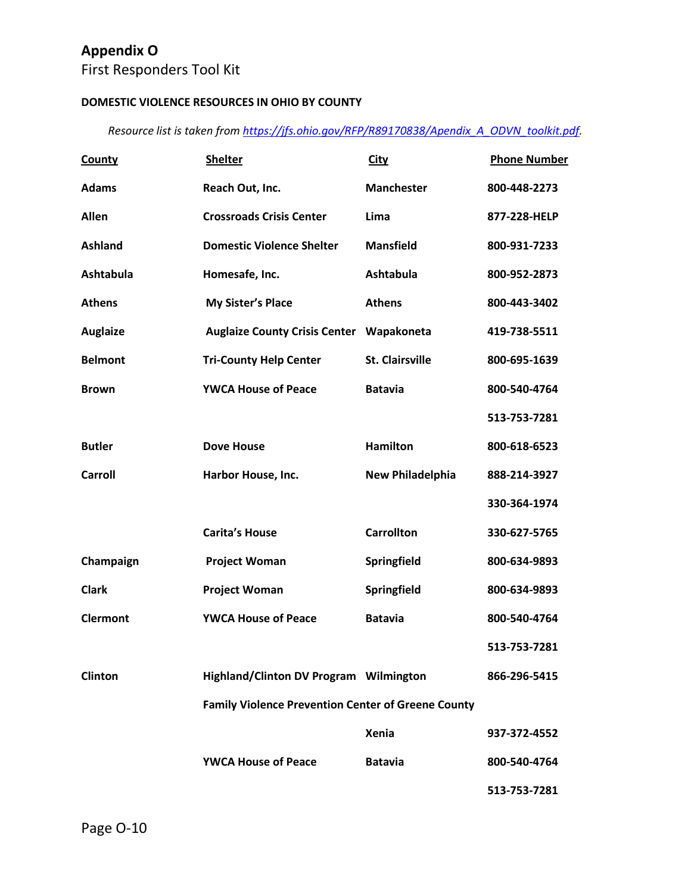# Appendix O

First Responders Tool Kit

**DOMESTIC VIOLENCE RESOURCES IN OHIO BY COUNTY**

*Resource list is taken from [https://jfs.ohio.gov/RFP/R89170838/Apendix_A_ODVN_toolkit.pdf](https://jfs.ohio.gov/RFP/R89170838/Apendix_A_ODVN_toolkit.pdf).*

| County | Shelter | City | Phone Number |
|---|---|---|---|
| **Adams** | **Reach Out, Inc.** | **Manchester** | **800-448-2273** |
| **Allen** | **Crossroads Crisis Center** | **Lima** | **877-228-HELP** |
| **Ashland** | **Domestic Violence Shelter** | **Mansfield** | **800-931-7233** |
| **Ashtabula** | **Homesafe, Inc.** | **Ashtabula** | **800-952-2873** |
| **Athens** | **My Sister's Place** | **Athens** | **800-443-3402** |
| **Auglaize** | **Auglaize County Crisis Center** | **Wapakoneta** | **419-738-5511** |
| **Belmont** | **Tri-County Help Center** | **St. Clairsville** | **800-695-1639** |
| **Brown** | **YWCA House of Peace** | **Batavia** | **800-540-4764** |
| | | | **513-753-7281** |
| **Butler** | **Dove House** | **Hamilton** | **800-618-6523** |
| **Carroll** | **Harbor House, Inc.** | **New Philadelphia** | **888-214-3927** |
| | | | **330-364-1974** |
| | **Carita's House** | **Carrollton** | **330-627-5765** |
| **Champaign** | **Project Woman** | **Springfield** | **800-634-9893** |
| **Clark** | **Project Woman** | **Springfield** | **800-634-9893** |
| **Clermont** | **YWCA House of Peace** | **Batavia** | **800-540-4764** |
| | | | **513-753-7281** |
| **Clinton** | **Highland/Clinton DV Program** | **Wilmington** | **866-296-5415** |
| | **Family Violence Prevention Center of Greene County** | | |
| | | **Xenia** | **937-372-4552** |
| | **YWCA House of Peace** | **Batavia** | **800-540-4764** |
| | | | **513-753-7281** |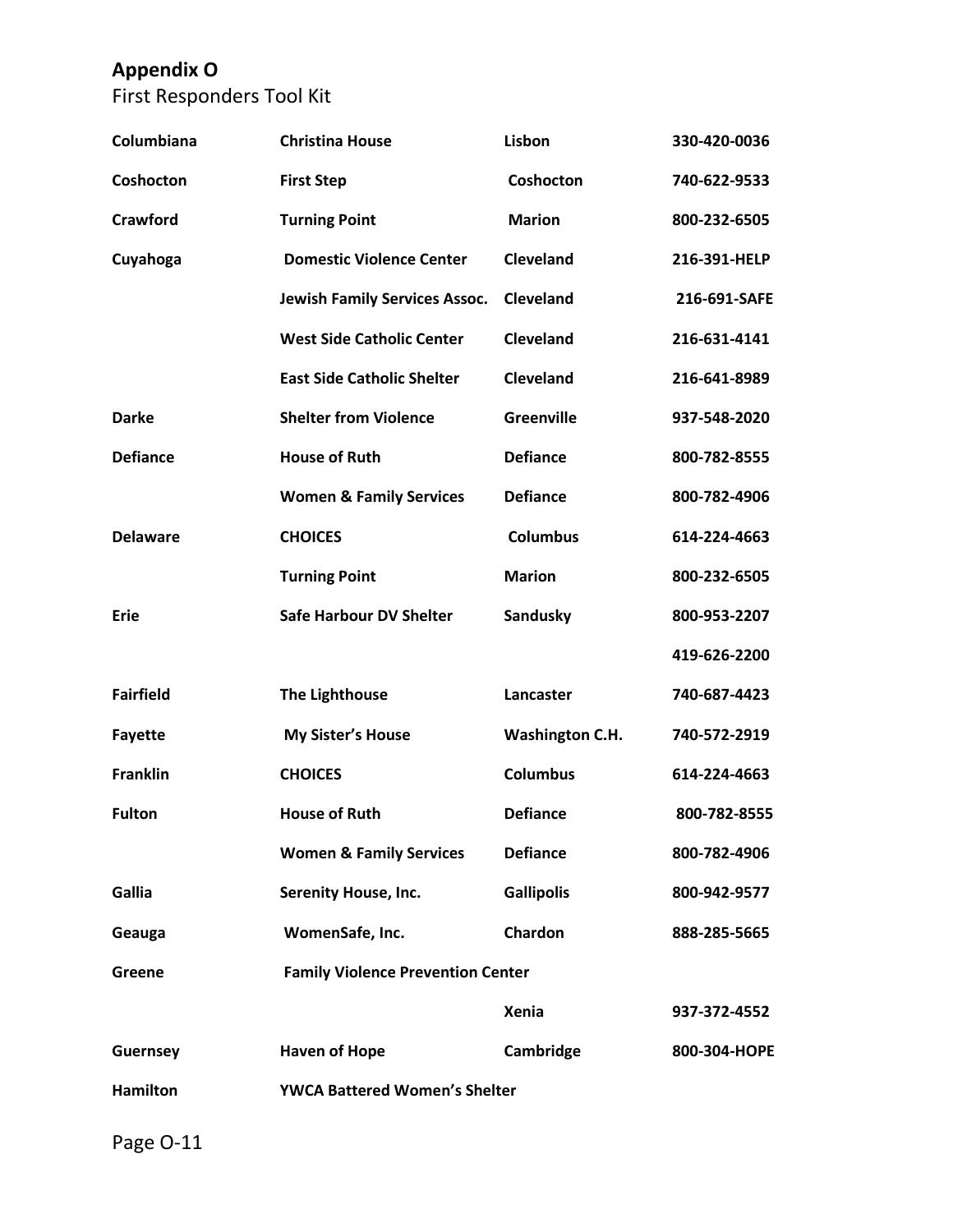## Appendix O

First Responders Tool Kit

| County | Agency | City | Phone |
|---|---|---|---|
| Columbiana | Christina House | Lisbon | 330-420-0036 |
| Coshocton | First Step | Coshocton | 740-622-9533 |
| Crawford | Turning Point | Marion | 800-232-6505 |
| Cuyahoga | Domestic Violence Center | Cleveland | 216-391-HELP |
| | Jewish Family Services Assoc. | Cleveland | 216-691-SAFE |
| | West Side Catholic Center | Cleveland | 216-631-4141 |
| | East Side Catholic Shelter | Cleveland | 216-641-8989 |
| Darke | Shelter from Violence | Greenville | 937-548-2020 |
| Defiance | House of Ruth | Defiance | 800-782-8555 |
| | Women & Family Services | Defiance | 800-782-4906 |
| Delaware | CHOICES | Columbus | 614-224-4663 |
| | Turning Point | Marion | 800-232-6505 |
| Erie | Safe Harbour DV Shelter | Sandusky | 800-953-2207 |
| | | | 419-626-2200 |
| Fairfield | The Lighthouse | Lancaster | 740-687-4423 |
| Fayette | My Sister's House | Washington C.H. | 740-572-2919 |
| Franklin | CHOICES | Columbus | 614-224-4663 |
| Fulton | House of Ruth | Defiance | 800-782-8555 |
| | Women & Family Services | Defiance | 800-782-4906 |
| Gallia | Serenity House, Inc. | Gallipolis | 800-942-9577 |
| Geauga | WomenSafe, Inc. | Chardon | 888-285-5665 |
| Greene | Family Violence Prevention Center | | |
| | | Xenia | 937-372-4552 |
| Guernsey | Haven of Hope | Cambridge | 800-304-HOPE |
| Hamilton | YWCA Battered Women's Shelter | | |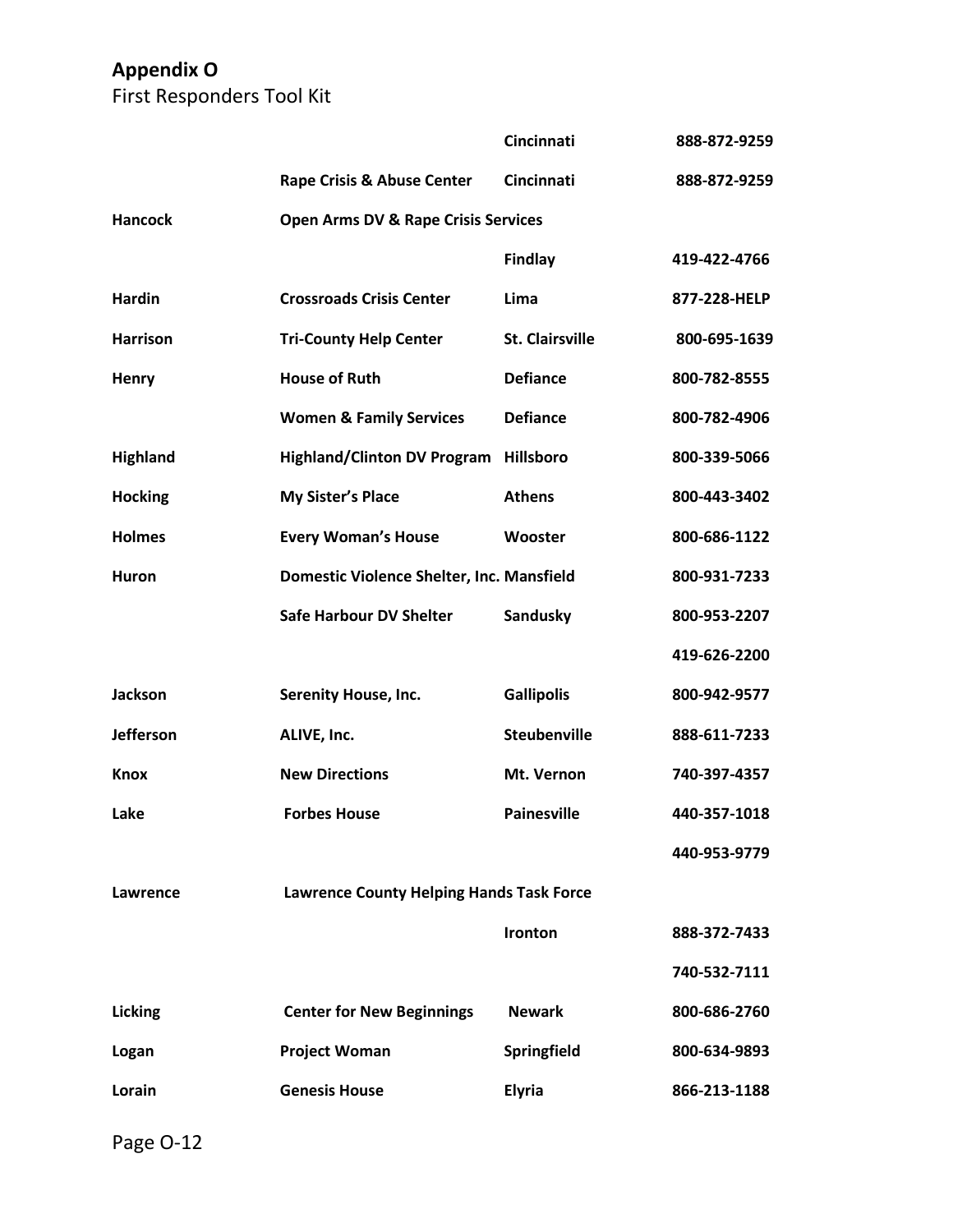## Appendix O

First Responders Tool Kit

| | | | |
|---|---|---|---|
| | | Cincinnati | 888-872-9259 |
| | Rape Crisis & Abuse Center | Cincinnati | 888-872-9259 |
| Hancock | Open Arms DV & Rape Crisis Services | | |
| | | Findlay | 419-422-4766 |
| Hardin | Crossroads Crisis Center | Lima | 877-228-HELP |
| Harrison | Tri-County Help Center | St. Clairsville | 800-695-1639 |
| Henry | House of Ruth | Defiance | 800-782-8555 |
| | Women & Family Services | Defiance | 800-782-4906 |
| Highland | Highland/Clinton DV Program | Hillsboro | 800-339-5066 |
| Hocking | My Sister's Place | Athens | 800-443-3402 |
| Holmes | Every Woman's House | Wooster | 800-686-1122 |
| Huron | Domestic Violence Shelter, Inc. | Mansfield | 800-931-7233 |
| | Safe Harbour DV Shelter | Sandusky | 800-953-2207 |
| | | | 419-626-2200 |
| Jackson | Serenity House, Inc. | Gallipolis | 800-942-9577 |
| Jefferson | ALIVE, Inc. | Steubenville | 888-611-7233 |
| Knox | New Directions | Mt. Vernon | 740-397-4357 |
| Lake | Forbes House | Painesville | 440-357-1018 |
| | | | 440-953-9779 |
| Lawrence | Lawrence County Helping Hands Task Force | | |
| | | Ironton | 888-372-7433 |
| | | | 740-532-7111 |
| Licking | Center for New Beginnings | Newark | 800-686-2760 |
| Logan | Project Woman | Springfield | 800-634-9893 |
| Lorain | Genesis House | Elyria | 866-213-1188 |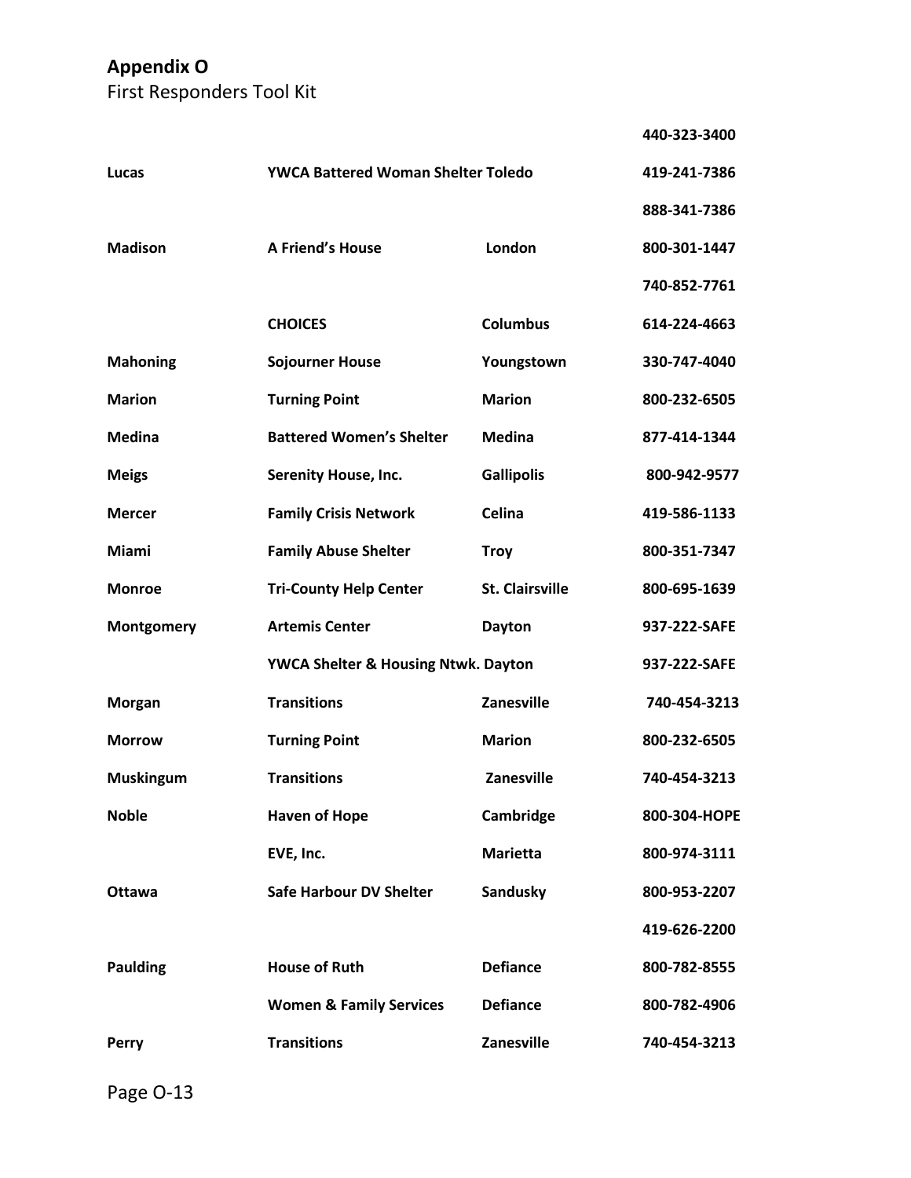**Appendix O**
First Responders Tool Kit

| | | | |
|---|---|---|---|
| | | | **440-323-3400** |
| **Lucas** | **YWCA Battered Woman Shelter Toledo** | | **419-241-7386** |
| | | | **888-341-7386** |
| **Madison** | **A Friend's House** | **London** | **800-301-1447** |
| | | | **740-852-7761** |
| | **CHOICES** | **Columbus** | **614-224-4663** |
| **Mahoning** | **Sojourner House** | **Youngstown** | **330-747-4040** |
| **Marion** | **Turning Point** | **Marion** | **800-232-6505** |
| **Medina** | **Battered Women's Shelter** | **Medina** | **877-414-1344** |
| **Meigs** | **Serenity House, Inc.** | **Gallipolis** | **800-942-9577** |
| **Mercer** | **Family Crisis Network** | **Celina** | **419-586-1133** |
| **Miami** | **Family Abuse Shelter** | **Troy** | **800-351-7347** |
| **Monroe** | **Tri-County Help Center** | **St. Clairsville** | **800-695-1639** |
| **Montgomery** | **Artemis Center** | **Dayton** | **937-222-SAFE** |
| | **YWCA Shelter & Housing Ntwk. Dayton** | | **937-222-SAFE** |
| **Morgan** | **Transitions** | **Zanesville** | **740-454-3213** |
| **Morrow** | **Turning Point** | **Marion** | **800-232-6505** |
| **Muskingum** | **Transitions** | **Zanesville** | **740-454-3213** |
| **Noble** | **Haven of Hope** | **Cambridge** | **800-304-HOPE** |
| | **EVE, Inc.** | **Marietta** | **800-974-3111** |
| **Ottawa** | **Safe Harbour DV Shelter** | **Sandusky** | **800-953-2207** |
| | | | **419-626-2200** |
| **Paulding** | **House of Ruth** | **Defiance** | **800-782-8555** |
| | **Women & Family Services** | **Defiance** | **800-782-4906** |
| **Perry** | **Transitions** | **Zanesville** | **740-454-3213** |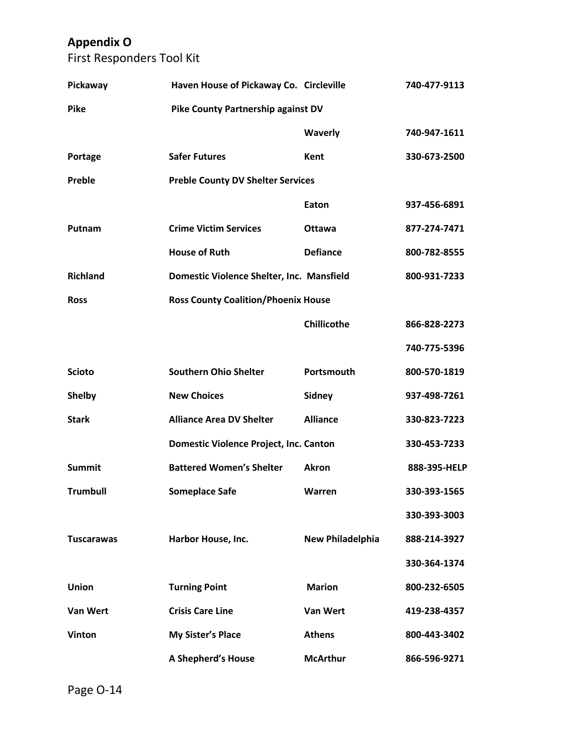## Appendix O

First Responders Tool Kit

| County | Organization | City | Phone |
|---|---|---|---|
| **Pickaway** | **Haven House of Pickaway Co.** | **Circleville** | **740-477-9113** |
| **Pike** | **Pike County Partnership against DV** | | |
| | | **Waverly** | **740-947-1611** |
| **Portage** | **Safer Futures** | **Kent** | **330-673-2500** |
| **Preble** | **Preble County DV Shelter Services** | | |
| | | **Eaton** | **937-456-6891** |
| **Putnam** | **Crime Victim Services** | **Ottawa** | **877-274-7471** |
| | **House of Ruth** | **Defiance** | **800-782-8555** |
| **Richland** | **Domestic Violence Shelter, Inc.** | **Mansfield** | **800-931-7233** |
| **Ross** | **Ross County Coalition/Phoenix House** | | |
| | | **Chillicothe** | **866-828-2273** |
| | | | **740-775-5396** |
| **Scioto** | **Southern Ohio Shelter** | **Portsmouth** | **800-570-1819** |
| **Shelby** | **New Choices** | **Sidney** | **937-498-7261** |
| **Stark** | **Alliance Area DV Shelter** | **Alliance** | **330-823-7223** |
| | **Domestic Violence Project, Inc.** | **Canton** | **330-453-7233** |
| **Summit** | **Battered Women's Shelter** | **Akron** | **888-395-HELP** |
| **Trumbull** | **Someplace Safe** | **Warren** | **330-393-1565** |
| | | | **330-393-3003** |
| **Tuscarawas** | **Harbor House, Inc.** | **New Philadelphia** | **888-214-3927** |
| | | | **330-364-1374** |
| **Union** | **Turning Point** | **Marion** | **800-232-6505** |
| **Van Wert** | **Crisis Care Line** | **Van Wert** | **419-238-4357** |
| **Vinton** | **My Sister's Place** | **Athens** | **800-443-3402** |
| | **A Shepherd's House** | **McArthur** | **866-596-9271** |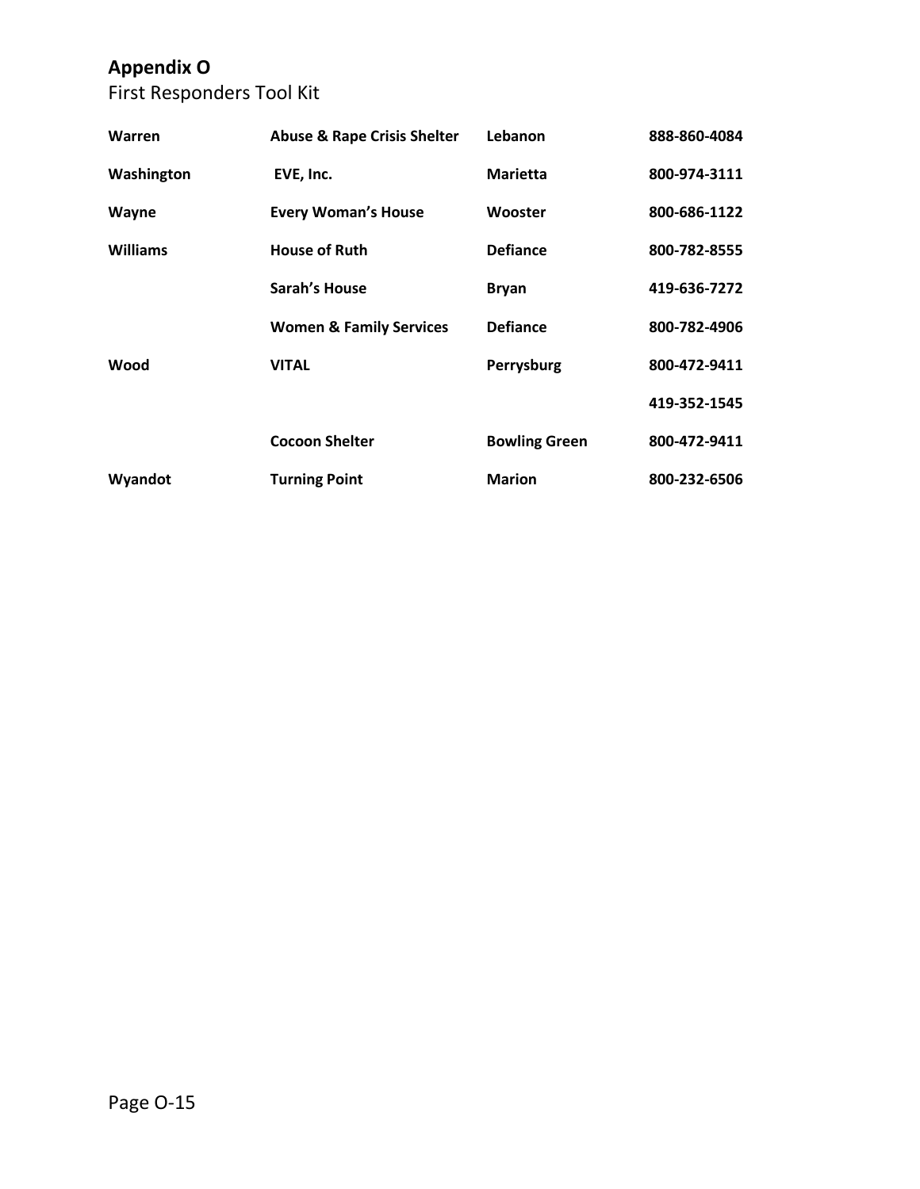## Appendix O

First Responders Tool Kit

| | | | |
|---|---|---|---|
| **Warren** | **Abuse & Rape Crisis Shelter** | **Lebanon** | **888-860-4084** |
| **Washington** | **EVE, Inc.** | **Marietta** | **800-974-3111** |
| **Wayne** | **Every Woman's House** | **Wooster** | **800-686-1122** |
| **Williams** | **House of Ruth** | **Defiance** | **800-782-8555** |
| | **Sarah's House** | **Bryan** | **419-636-7272** |
| | **Women & Family Services** | **Defiance** | **800-782-4906** |
| **Wood** | **VITAL** | **Perrysburg** | **800-472-9411** |
| | | | **419-352-1545** |
| | **Cocoon Shelter** | **Bowling Green** | **800-472-9411** |
| **Wyandot** | **Turning Point** | **Marion** | **800-232-6506** |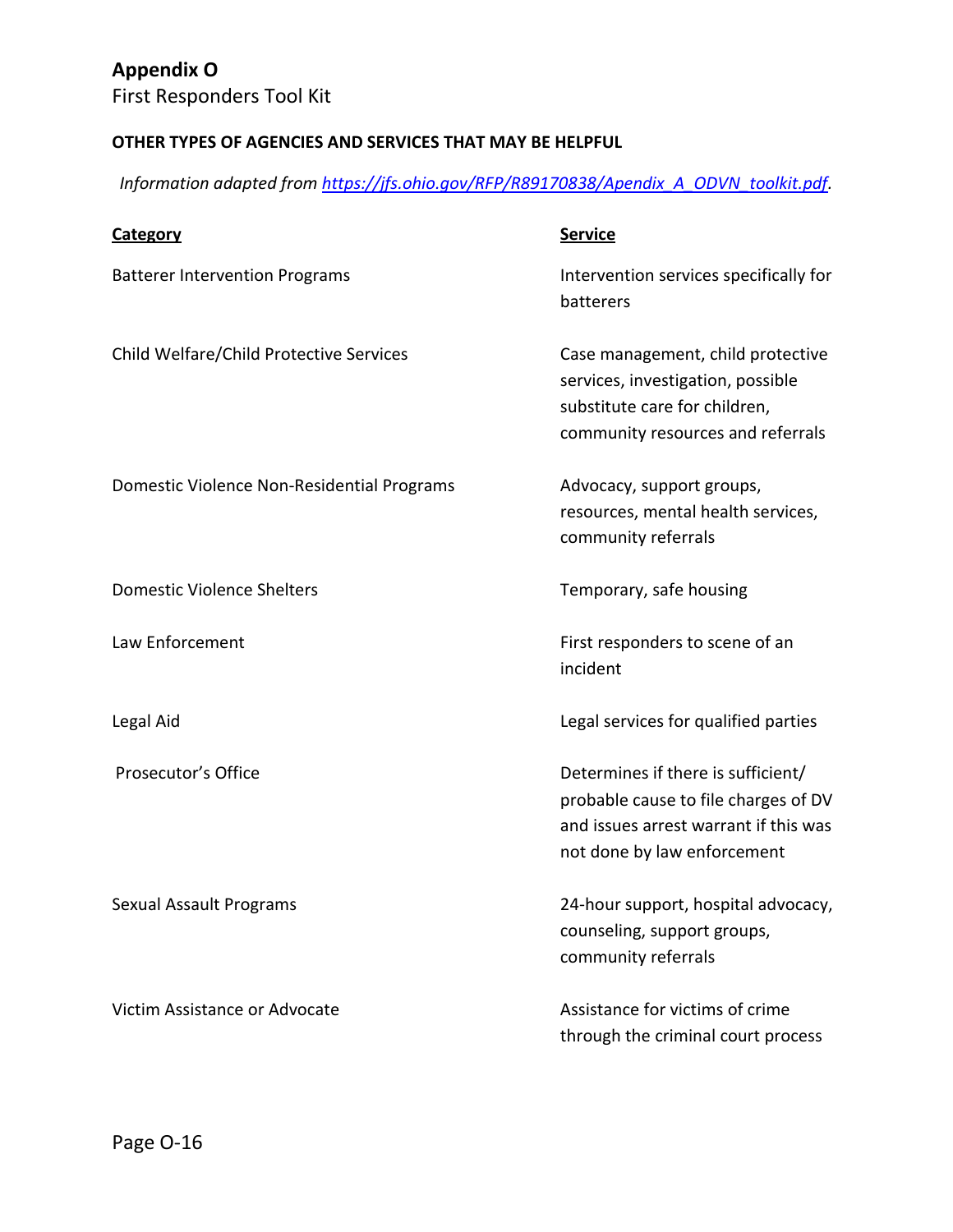# Appendix O

First Responders Tool Kit

**OTHER TYPES OF AGENCIES AND SERVICES THAT MAY BE HELPFUL**

*Information adapted from [https://jfs.ohio.gov/RFP/R89170838/Apendix_A_ODVN_toolkit.pdf](https://jfs.ohio.gov/RFP/R89170838/Apendix_A_ODVN_toolkit.pdf).*

| Category | Service |
|---|---|
| Batterer Intervention Programs | Intervention services specifically for batterers |
| Child Welfare/Child Protective Services | Case management, child protective services, investigation, possible substitute care for children, community resources and referrals |
| Domestic Violence Non-Residential Programs | Advocacy, support groups, resources, mental health services, community referrals |
| Domestic Violence Shelters | Temporary, safe housing |
| Law Enforcement | First responders to scene of an incident |
| Legal Aid | Legal services for qualified parties |
| Prosecutor's Office | Determines if there is sufficient/ probable cause to file charges of DV and issues arrest warrant if this was not done by law enforcement |
| Sexual Assault Programs | 24-hour support, hospital advocacy, counseling, support groups, community referrals |
| Victim Assistance or Advocate | Assistance for victims of crime through the criminal court process |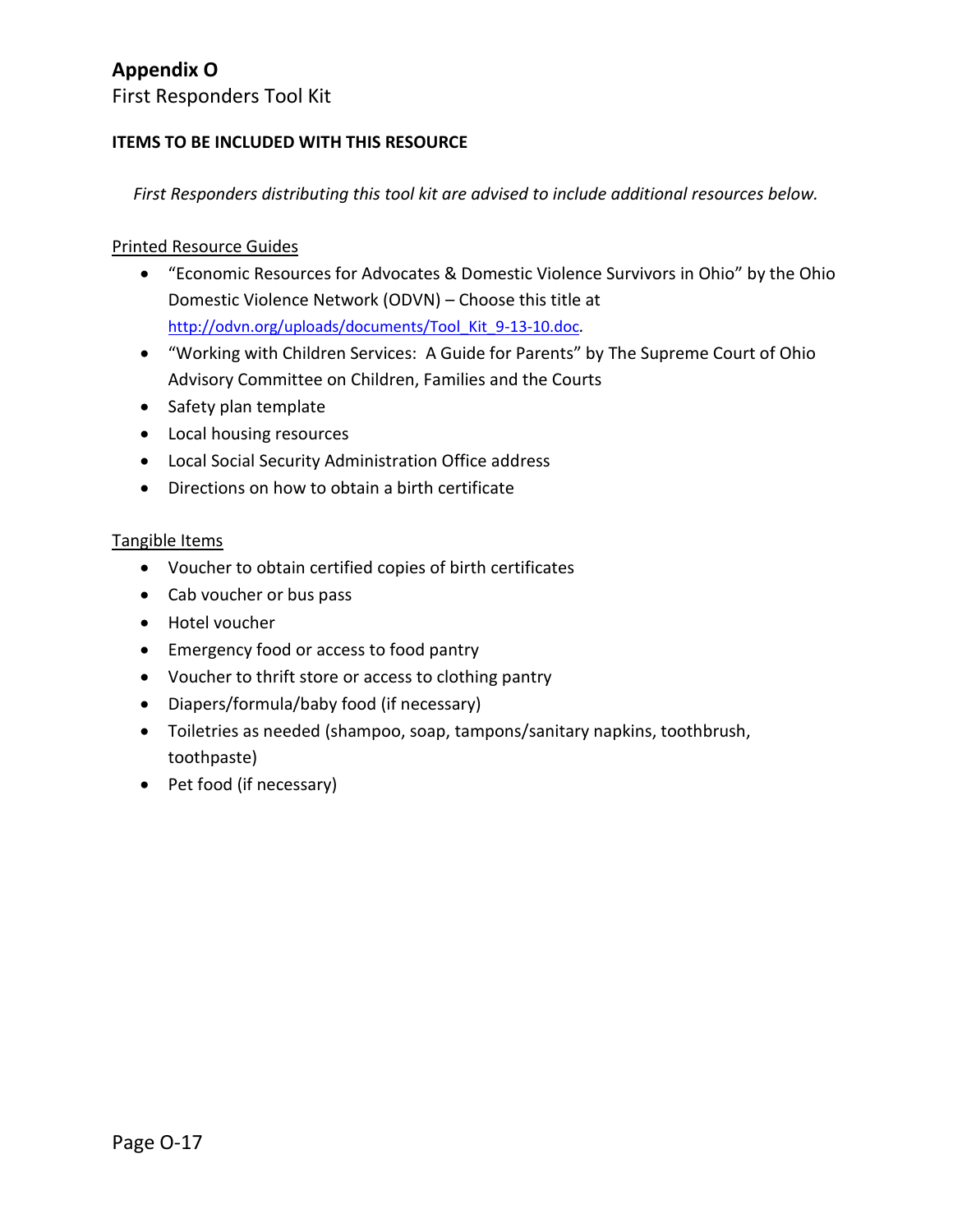# Appendix O

First Responders Tool Kit

**ITEMS TO BE INCLUDED WITH THIS RESOURCE**

*First Responders distributing this tool kit are advised to include additional resources below.*

Printed Resource Guides

- "Economic Resources for Advocates & Domestic Violence Survivors in Ohio" by the Ohio Domestic Violence Network (ODVN) – Choose this title at http://odvn.org/uploads/documents/Tool_Kit_9-13-10.doc.
- "Working with Children Services: A Guide for Parents" by The Supreme Court of Ohio Advisory Committee on Children, Families and the Courts
- Safety plan template
- Local housing resources
- Local Social Security Administration Office address
- Directions on how to obtain a birth certificate

Tangible Items

- Voucher to obtain certified copies of birth certificates
- Cab voucher or bus pass
- Hotel voucher
- Emergency food or access to food pantry
- Voucher to thrift store or access to clothing pantry
- Diapers/formula/baby food (if necessary)
- Toiletries as needed (shampoo, soap, tampons/sanitary napkins, toothbrush, toothpaste)
- Pet food (if necessary)